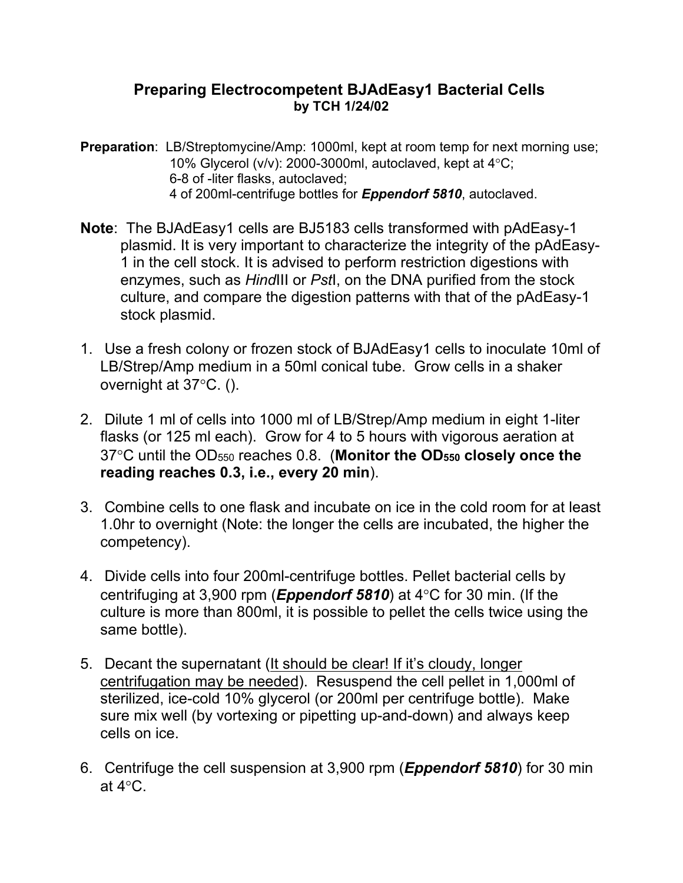# Preparing Electrocompetent BJAdEasy1 Bacterial Cells
**by TCH 1/24/02**

**Preparation**: LB/Streptomycine/Amp: 1000ml, kept at room temp for next morning use;
10% Glycerol (v/v): 2000-3000ml, autoclaved, kept at 4°C;
6-8 of -liter flasks, autoclaved;
4 of 200ml-centrifuge bottles for ***Eppendorf 5810***, autoclaved.

**Note**: The BJAdEasy1 cells are BJ5183 cells transformed with pAdEasy-1 plasmid. It is very important to characterize the integrity of the pAdEasy-1 in the cell stock. It is advised to perform restriction digestions with enzymes, such as *Hind*III or *Pst*I, on the DNA purified from the stock culture, and compare the digestion patterns with that of the pAdEasy-1 stock plasmid.

1. Use a fresh colony or frozen stock of BJAdEasy1 cells to inoculate 10ml of LB/Strep/Amp medium in a 50ml conical tube. Grow cells in a shaker overnight at 37°C. ().

2. Dilute 1 ml of cells into 1000 ml of LB/Strep/Amp medium in eight 1-liter flasks (or 125 ml each). Grow for 4 to 5 hours with vigorous aeration at 37°C until the $OD_{550}$ reaches 0.8. (**Monitor the $OD_{550}$ closely once the reading reaches 0.3, i.e., every 20 min**).

3. Combine cells to one flask and incubate on ice in the cold room for at least 1.0hr to overnight (Note: the longer the cells are incubated, the higher the competency).

4. Divide cells into four 200ml-centrifuge bottles. Pellet bacterial cells by centrifuging at 3,900 rpm (***Eppendorf 5810***) at 4°C for 30 min. (If the culture is more than 800ml, it is possible to pellet the cells twice using the same bottle).

5. Decant the supernatant (<u>It should be clear! If it's cloudy, longer centrifugation may be needed</u>). Resuspend the cell pellet in 1,000ml of sterilized, ice-cold 10% glycerol (or 200ml per centrifuge bottle). Make sure mix well (by vortexing or pipetting up-and-down) and always keep cells on ice.

6. Centrifuge the cell suspension at 3,900 rpm (***Eppendorf 5810***) for 30 min at 4°C.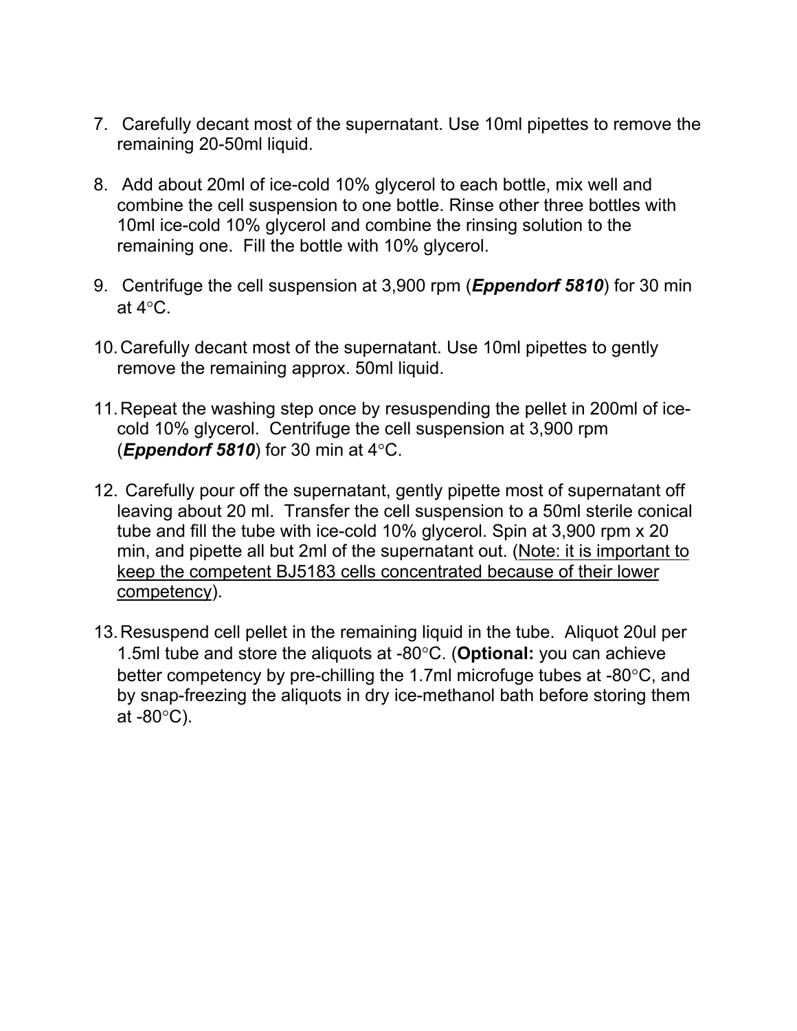7. Carefully decant most of the supernatant. Use 10ml pipettes to remove the remaining 20-50ml liquid.

8. Add about 20ml of ice-cold 10% glycerol to each bottle, mix well and combine the cell suspension to one bottle. Rinse other three bottles with 10ml ice-cold 10% glycerol and combine the rinsing solution to the remaining one. Fill the bottle with 10% glycerol.

9. Centrifuge the cell suspension at 3,900 rpm (***Eppendorf 5810***) for 30 min at 4°C.

10. Carefully decant most of the supernatant. Use 10ml pipettes to gently remove the remaining approx. 50ml liquid.

11. Repeat the washing step once by resuspending the pellet in 200ml of ice-cold 10% glycerol. Centrifuge the cell suspension at 3,900 rpm (***Eppendorf 5810***) for 30 min at 4°C.

12. Carefully pour off the supernatant, gently pipette most of supernatant off leaving about 20 ml. Transfer the cell suspension to a 50ml sterile conical tube and fill the tube with ice-cold 10% glycerol. Spin at 3,900 rpm x 20 min, and pipette all but 2ml of the supernatant out. (<u>Note: it is important to keep the competent BJ5183 cells concentrated because of their lower competency</u>).

13. Resuspend cell pellet in the remaining liquid in the tube. Aliquot 20ul per 1.5ml tube and store the aliquots at -80°C. (**Optional:** you can achieve better competency by pre-chilling the 1.7ml microfuge tubes at -80°C, and by snap-freezing the aliquots in dry ice-methanol bath before storing them at -80°C).